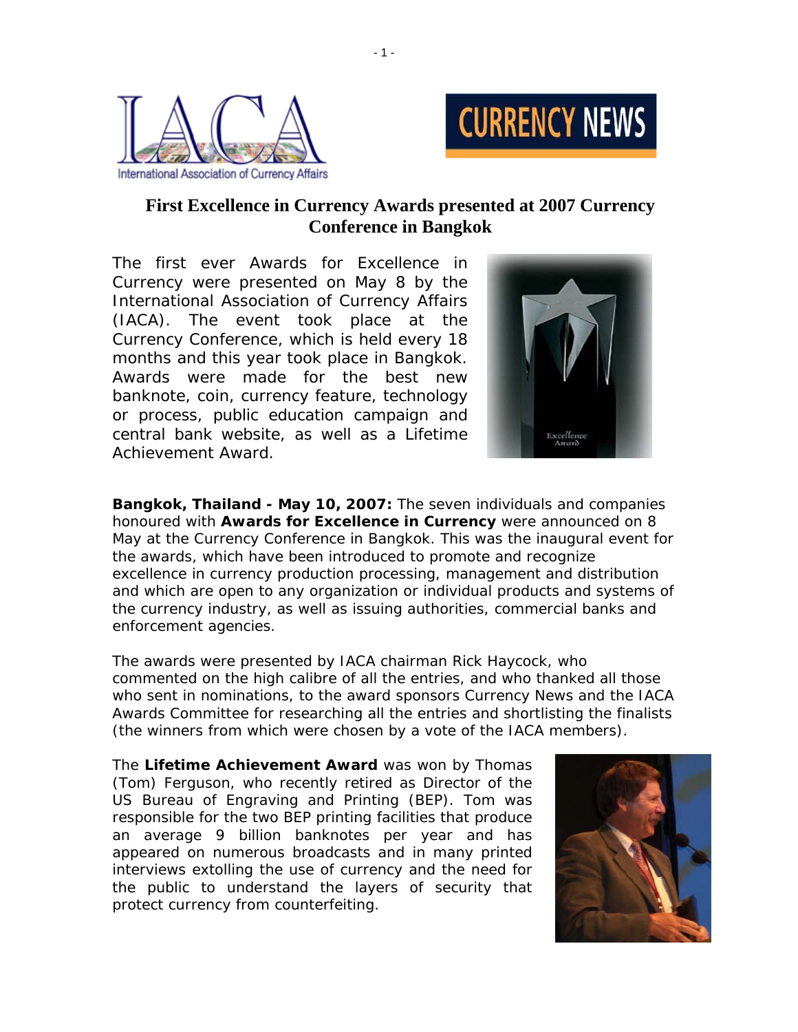# First Excellence in Currency Awards presented at 2007 Currency Conference in Bangkok

The first ever Awards for Excellence in Currency were presented on May 8 by the International Association of Currency Affairs (IACA). The event took place at the Currency Conference, which is held every 18 months and this year took place in Bangkok. Awards were made for the best new banknote, coin, currency feature, technology or process, public education campaign and central bank website, as well as a Lifetime Achievement Award.

**Bangkok, Thailand - May 10, 2007:** The seven individuals and companies honoured with **Awards for Excellence in Currency** were announced on 8 May at the Currency Conference in Bangkok. This was the inaugural event for the awards, which have been introduced to promote and recognize excellence in currency production processing, management and distribution and which are open to any organization or individual products and systems of the currency industry, as well as issuing authorities, commercial banks and enforcement agencies.

The awards were presented by IACA chairman Rick Haycock, who commented on the high calibre of all the entries, and who thanked all those who sent in nominations, to the award sponsors Currency News and the IACA Awards Committee for researching all the entries and shortlisting the finalists (the winners from which were chosen by a vote of the IACA members).

The **Lifetime Achievement Award** was won by Thomas (Tom) Ferguson, who recently retired as Director of the US Bureau of Engraving and Printing (BEP). Tom was responsible for the two BEP printing facilities that produce an average 9 billion banknotes per year and has appeared on numerous broadcasts and in many printed interviews extolling the use of currency and the need for the public to understand the layers of security that protect currency from counterfeiting.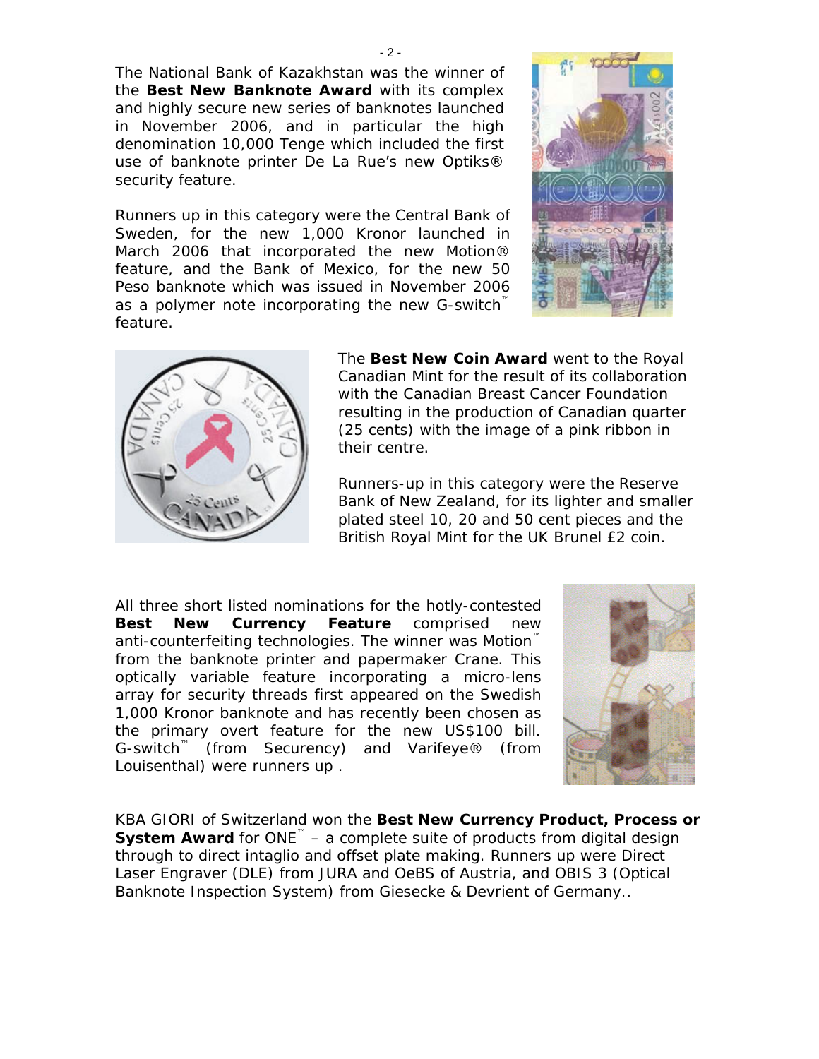The National Bank of Kazakhstan was the winner of the **Best New Banknote Award** with its complex and highly secure new series of banknotes launched in November 2006, and in particular the high denomination 10,000 Tenge which included the first use of banknote printer De La Rue's new Optiks® security feature.

Runners up in this category were the Central Bank of Sweden, for the new 1,000 Kronor launched in March 2006 that incorporated the new Motion® feature, and the Bank of Mexico, for the new 50 Peso banknote which was issued in November 2006 as a polymer note incorporating the new G-switch™ feature.

The **Best New Coin Award** went to the Royal Canadian Mint for the result of its collaboration with the Canadian Breast Cancer Foundation resulting in the production of Canadian quarter (25 cents) with the image of a pink ribbon in their centre.

Runners-up in this category were the Reserve Bank of New Zealand, for its lighter and smaller plated steel 10, 20 and 50 cent pieces and the British Royal Mint for the UK Brunel £2 coin.

All three short listed nominations for the hotly-contested **Best New Currency Feature** comprised new anti-counterfeiting technologies. The winner was Motion™ from the banknote printer and papermaker Crane. This optically variable feature incorporating a micro-lens array for security threads first appeared on the Swedish 1,000 Kronor banknote and has recently been chosen as the primary overt feature for the new US$100 bill. G-switch™ (from Securency) and Varifeye® (from Louisenthal) were runners up .

KBA GIORI of Switzerland won the **Best New Currency Product, Process or System Award** for ONE™ – a complete suite of products from digital design through to direct intaglio and offset plate making. Runners up were Direct Laser Engraver (DLE) from JURA and OeBS of Austria, and OBIS 3 (Optical Banknote Inspection System) from Giesecke & Devrient of Germany..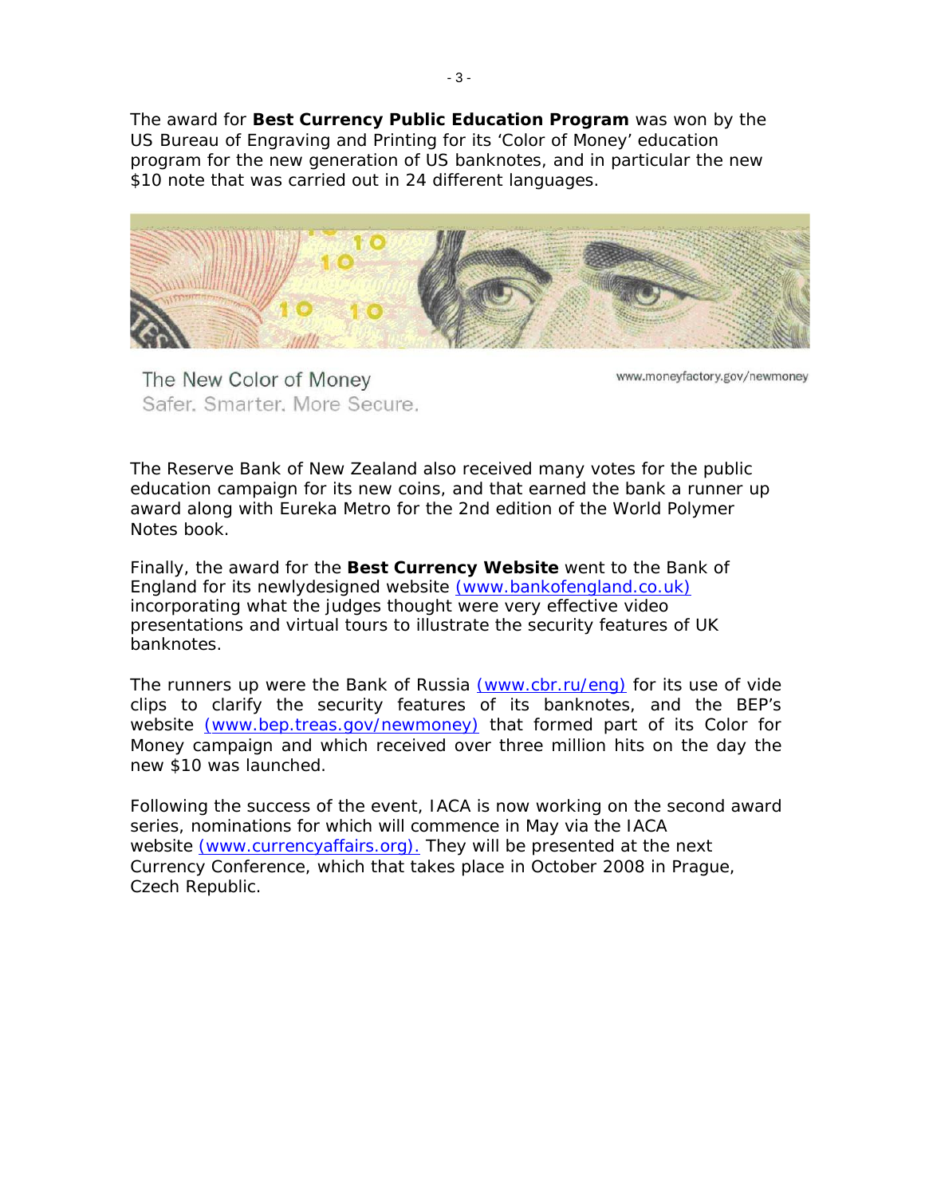The award for **Best Currency Public Education Program** was won by the US Bureau of Engraving and Printing for its 'Color of Money' education program for the new generation of US banknotes, and in particular the new $10 note that was carried out in 24 different languages.

The New Color of Money
Safer. Smarter. More Secure.

www.moneyfactory.gov/newmoney

The Reserve Bank of New Zealand also received many votes for the public education campaign for its new coins, and that earned the bank a runner up award along with Eureka Metro for the 2nd edition of the World Polymer Notes book.

Finally, the award for the **Best Currency Website** went to the Bank of England for its newlydesigned website (www.bankofengland.co.uk) incorporating what the judges thought were very effective video presentations and virtual tours to illustrate the security features of UK banknotes.

The runners up were the Bank of Russia (www.cbr.ru/eng) for its use of vide clips to clarify the security features of its banknotes, and the BEP's website (www.bep.treas.gov/newmoney) that formed part of its Color for Money campaign and which received over three million hits on the day the new $10 was launched.

Following the success of the event, IACA is now working on the second award series, nominations for which will commence in May via the IACA website (www.currencyaffairs.org). They will be presented at the next Currency Conference, which that takes place in October 2008 in Prague, Czech Republic.